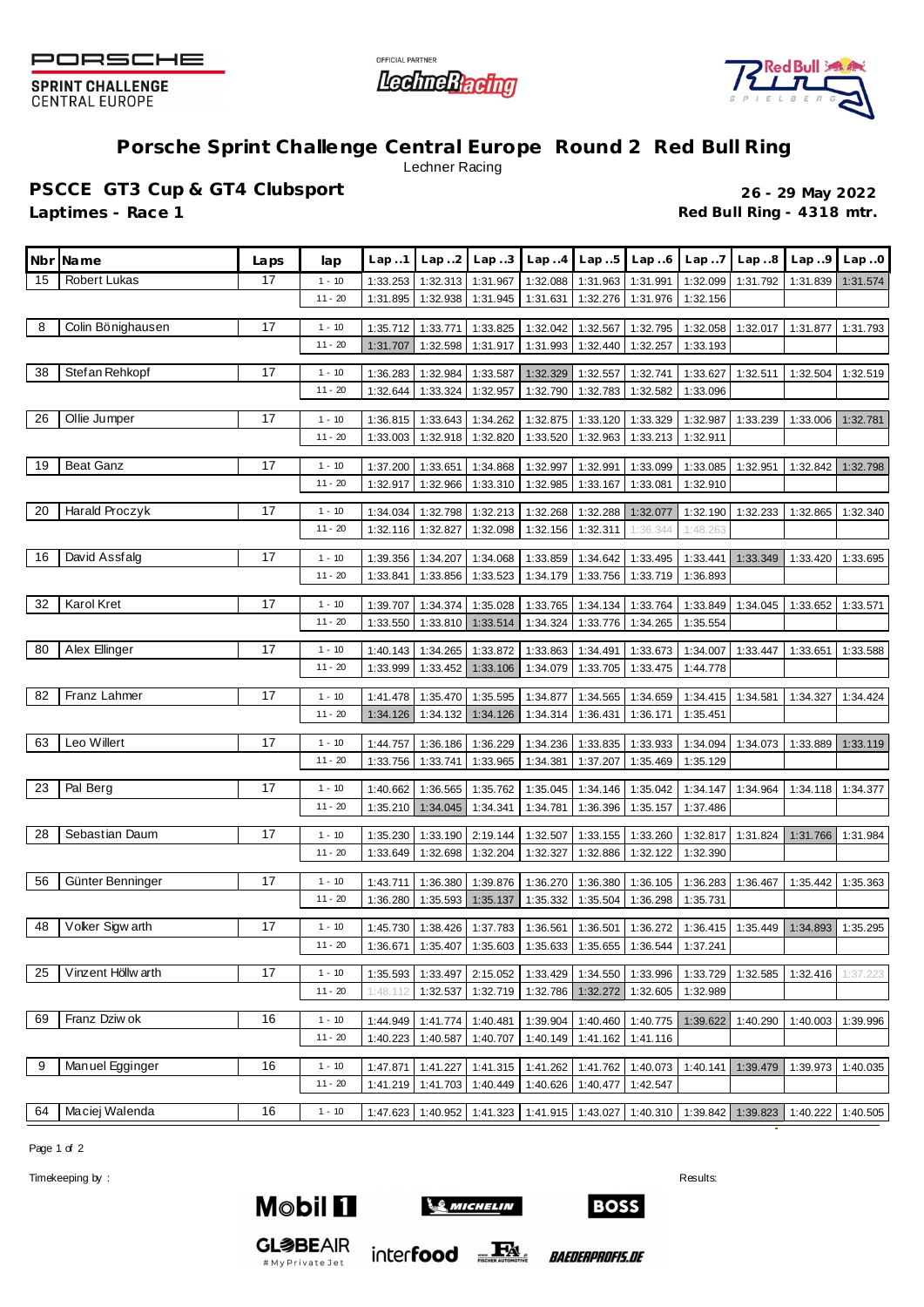PORSCHE SPRINT CHALLENGE CENTRAL EUROPE

OFFICIAL PARTNER LechnerRacing

# Porsche Sprint Challenge Central Europe Round 2 Red Bull Ring

Lechner Racing

## PSCCE GT3 Cup & GT4 Clubsport

**Laptimes - Race 1**

**26 - 29 May 2022**

**Red Bull Ring - 4318 mtr.**

| Nbr | Name | Laps | lap | Lap..1 | Lap..2 | Lap..3 | Lap..4 | Lap..5 | Lap..6 | Lap..7 | Lap..8 | Lap..9 | Lap..0 |
|---|---|---|---|---|---|---|---|---|---|---|---|---|---|
| 15 | Robert Lukas | 17 | 1 - 10 | 1:33.253 | 1:32.313 | 1:31.967 | 1:32.088 | 1:31.963 | 1:31.991 | 1:32.099 | 1:31.792 | 1:31.839 | 1:31.574 |
| | | | 11 - 20 | 1:31.895 | 1:32.938 | 1:31.945 | 1:31.631 | 1:32.276 | 1:31.976 | 1:32.156 | | | |
| 8 | Colin Bönighausen | 17 | 1 - 10 | 1:35.712 | 1:33.771 | 1:33.825 | 1:32.042 | 1:32.567 | 1:32.795 | 1:32.058 | 1:32.017 | 1:31.877 | 1:31.793 |
| | | | 11 - 20 | 1:31.707 | 1:32.598 | 1:31.917 | 1:31.993 | 1:32.440 | 1:32.257 | 1:33.193 | | | |
| 38 | Stefan Rehkopf | 17 | 1 - 10 | 1:36.283 | 1:32.984 | 1:33.587 | 1:32.329 | 1:32.557 | 1:32.741 | 1:33.627 | 1:32.511 | 1:32.504 | 1:32.519 |
| | | | 11 - 20 | 1:32.644 | 1:33.324 | 1:32.957 | 1:32.790 | 1:32.783 | 1:32.582 | 1:33.096 | | | |
| 26 | Ollie Jumper | 17 | 1 - 10 | 1:36.815 | 1:33.643 | 1:34.262 | 1:32.875 | 1:33.120 | 1:33.329 | 1:32.987 | 1:33.239 | 1:33.006 | 1:32.781 |
| | | | 11 - 20 | 1:33.003 | 1:32.918 | 1:32.820 | 1:33.520 | 1:32.963 | 1:33.213 | 1:32.911 | | | |
| 19 | Beat Ganz | 17 | 1 - 10 | 1:37.200 | 1:33.651 | 1:34.868 | 1:32.997 | 1:32.991 | 1:33.099 | 1:33.085 | 1:32.951 | 1:32.842 | 1:32.798 |
| | | | 11 - 20 | 1:32.917 | 1:32.966 | 1:33.310 | 1:32.985 | 1:33.167 | 1:33.081 | 1:32.910 | | | |
| 20 | Harald Proczyk | 17 | 1 - 10 | 1:34.034 | 1:32.798 | 1:32.213 | 1:32.268 | 1:32.288 | 1:32.077 | 1:32.190 | 1:32.233 | 1:32.865 | 1:32.340 |
| | | | 11 - 20 | 1:32.116 | 1:32.827 | 1:32.098 | 1:32.156 | 1:32.311 | 1:36.344 | 1:48.263 | | | |
| 16 | David Assfalg | 17 | 1 - 10 | 1:39.356 | 1:34.207 | 1:34.068 | 1:33.859 | 1:34.642 | 1:33.495 | 1:33.441 | 1:33.349 | 1:33.420 | 1:33.695 |
| | | | 11 - 20 | 1:33.841 | 1:33.856 | 1:33.523 | 1:34.179 | 1:33.756 | 1:33.719 | 1:36.893 | | | |
| 32 | Karol Kret | 17 | 1 - 10 | 1:39.707 | 1:34.374 | 1:35.028 | 1:33.765 | 1:34.134 | 1:33.764 | 1:33.849 | 1:34.045 | 1:33.652 | 1:33.571 |
| | | | 11 - 20 | 1:33.550 | 1:33.810 | 1:33.514 | 1:34.324 | 1:33.776 | 1:34.265 | 1:35.554 | | | |
| 80 | Alex Ellinger | 17 | 1 - 10 | 1:40.143 | 1:34.265 | 1:33.872 | 1:33.863 | 1:34.491 | 1:33.673 | 1:34.007 | 1:33.447 | 1:33.651 | 1:33.588 |
| | | | 11 - 20 | 1:33.999 | 1:33.452 | 1:33.106 | 1:34.079 | 1:33.705 | 1:33.475 | 1:44.778 | | | |
| 82 | Franz Lahmer | 17 | 1 - 10 | 1:41.478 | 1:35.470 | 1:35.595 | 1:34.877 | 1:34.565 | 1:34.659 | 1:34.415 | 1:34.581 | 1:34.327 | 1:34.424 |
| | | | 11 - 20 | 1:34.126 | 1:34.132 | 1:34.126 | 1:34.314 | 1:36.431 | 1:36.171 | 1:35.451 | | | |
| 63 | Leo Willert | 17 | 1 - 10 | 1:44.757 | 1:36.186 | 1:36.229 | 1:34.236 | 1:33.835 | 1:33.933 | 1:34.094 | 1:34.073 | 1:33.889 | 1:33.119 |
| | | | 11 - 20 | 1:33.756 | 1:33.741 | 1:33.965 | 1:34.381 | 1:37.207 | 1:35.469 | 1:35.129 | | | |
| 23 | Pal Berg | 17 | 1 - 10 | 1:40.662 | 1:36.565 | 1:35.762 | 1:35.045 | 1:34.146 | 1:35.042 | 1:34.147 | 1:34.964 | 1:34.118 | 1:34.377 |
| | | | 11 - 20 | 1:35.210 | 1:34.045 | 1:34.341 | 1:34.781 | 1:36.396 | 1:35.157 | 1:37.486 | | | |
| 28 | Sebastian Daum | 17 | 1 - 10 | 1:35.230 | 1:33.190 | 2:19.144 | 1:32.507 | 1:33.155 | 1:33.260 | 1:32.817 | 1:31.824 | 1:31.766 | 1:31.984 |
| | | | 11 - 20 | 1:33.649 | 1:32.698 | 1:32.204 | 1:32.327 | 1:32.886 | 1:32.122 | 1:32.390 | | | |
| 56 | Günter Benninger | 17 | 1 - 10 | 1:43.711 | 1:36.380 | 1:39.876 | 1:36.270 | 1:36.380 | 1:36.105 | 1:36.283 | 1:36.467 | 1:35.442 | 1:35.363 |
| | | | 11 - 20 | 1:36.280 | 1:35.593 | 1:35.137 | 1:35.332 | 1:35.504 | 1:36.298 | 1:35.731 | | | |
| 48 | Volker Sigwarth | 17 | 1 - 10 | 1:45.730 | 1:38.426 | 1:37.783 | 1:36.561 | 1:36.501 | 1:36.272 | 1:36.415 | 1:35.449 | 1:34.893 | 1:35.295 |
| | | | 11 - 20 | 1:36.671 | 1:35.407 | 1:35.603 | 1:35.633 | 1:35.655 | 1:36.544 | 1:37.241 | | | |
| 25 | Vinzent Höllwarth | 17 | 1 - 10 | 1:35.593 | 1:33.497 | 2:15.052 | 1:33.429 | 1:34.550 | 1:33.996 | 1:33.729 | 1:32.585 | 1:32.416 | 1:37.223 |
| | | | 11 - 20 | 1:48.112 | 1:32.537 | 1:32.719 | 1:32.786 | 1:32.272 | 1:32.605 | 1:32.989 | | | |
| 69 | Franz Dziwok | 16 | 1 - 10 | 1:44.949 | 1:41.774 | 1:40.481 | 1:39.904 | 1:40.460 | 1:40.775 | 1:39.622 | 1:40.290 | 1:40.003 | 1:39.996 |
| | | | 11 - 20 | 1:40.223 | 1:40.587 | 1:40.707 | 1:40.149 | 1:41.162 | 1:41.116 | | | | |
| 9 | Manuel Egginger | 16 | 1 - 10 | 1:47.871 | 1:41.227 | 1:41.315 | 1:41.262 | 1:41.762 | 1:40.073 | 1:40.141 | 1:39.479 | 1:39.973 | 1:40.035 |
| | | | 11 - 20 | 1:41.219 | 1:41.703 | 1:40.449 | 1:40.626 | 1:40.477 | 1:42.547 | | | | |
| 64 | Maciej Walenda | 16 | 1 - 10 | 1:47.623 | 1:40.952 | 1:41.323 | 1:41.915 | 1:43.027 | 1:40.310 | 1:39.842 | 1:39.823 | 1:40.222 | 1:40.505 |

Timekeeping by :

Results: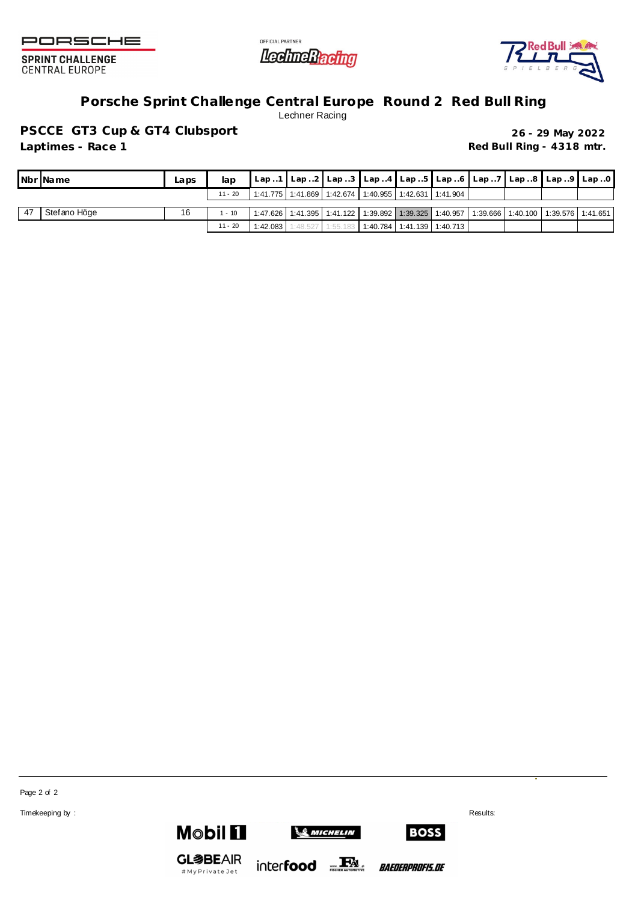# Porsche Sprint Challenge Central Europe Round 2 Red Bull Ring

Lechner Racing

**PSCCE GT3 Cup & GT4 Clubsport**

**Laptimes - Race 1**

**26 - 29 May 2022**

**Red Bull Ring - 4318 mtr.**

| Nbr | Name | Laps | lap | Lap ..1 | Lap ..2 | Lap ..3 | Lap ..4 | Lap ..5 | Lap ..6 | Lap ..7 | Lap ..8 | Lap ..9 | Lap ..0 |
|---|---|---|---|---|---|---|---|---|---|---|---|---|---|
| | | | 11 - 20 | 1:41.775 | 1:41.869 | 1:42.674 | 1:40.955 | 1:42.631 | 1:41.904 | | | | |
| 47 | Stefano Höge | 16 | 1 - 10 | 1:47.626 | 1:41.395 | 1:41.122 | 1:39.892 | 1:39.325 | 1:40.957 | 1:39.666 | 1:40.100 | 1:39.576 | 1:41.651 |
| | | | 11 - 20 | 1:42.083 | 1:48.527 | 1:55.183 | 1:40.784 | 1:41.139 | 1:40.713 | | | | |

Timekeeping by :

Results: